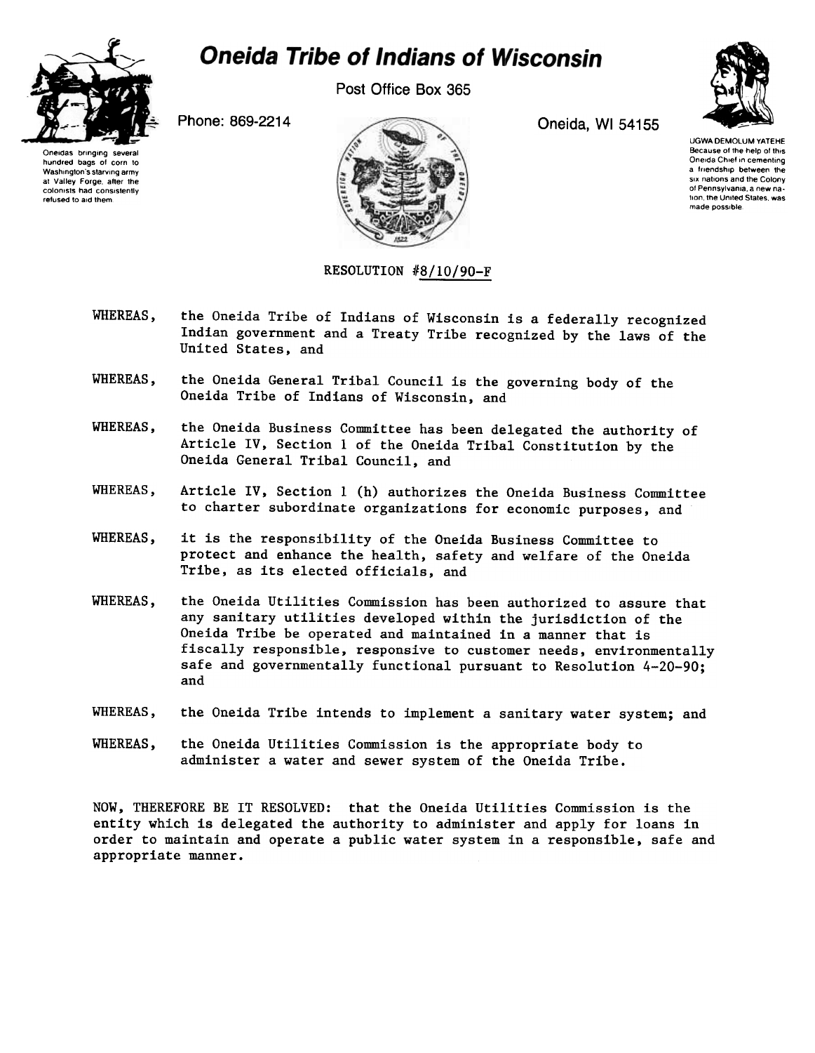# Oneida Tribe of Indians of Wisconsin

Post Office Box 365

Phone: 869-2214

Oneida, WI 54155

Oneidas bringing several hundred bags of corn to Washington's starving army at Valley Forge, after the colonists had consistently refused to aid them.

UGWA DEMOLUM YATEHE
Because of the help of this Oneida Chief in cementing a friendship between the six nations and the Colony of Pennsylvania, a new nation, the United States, was made possible.

RESOLUTION #8/10/90-F

WHEREAS, the Oneida Tribe of Indians of Wisconsin is a federally recognized Indian government and a Treaty Tribe recognized by the laws of the United States, and

WHEREAS, the Oneida General Tribal Council is the governing body of the Oneida Tribe of Indians of Wisconsin, and

WHEREAS, the Oneida Business Committee has been delegated the authority of Article IV, Section 1 of the Oneida Tribal Constitution by the Oneida General Tribal Council, and

WHEREAS, Article IV, Section 1 (h) authorizes the Oneida Business Committee to charter subordinate organizations for economic purposes, and

WHEREAS, it is the responsibility of the Oneida Business Committee to protect and enhance the health, safety and welfare of the Oneida Tribe, as its elected officials, and

WHEREAS, the Oneida Utilities Commission has been authorized to assure that any sanitary utilities developed within the jurisdiction of the Oneida Tribe be operated and maintained in a manner that is fiscally responsible, responsive to customer needs, environmentally safe and governmentally functional pursuant to Resolution 4-20-90; and

WHEREAS, the Oneida Tribe intends to implement a sanitary water system; and

WHEREAS, the Oneida Utilities Commission is the appropriate body to administer a water and sewer system of the Oneida Tribe.

NOW, THEREFORE BE IT RESOLVED: that the Oneida Utilities Commission is the entity which is delegated the authority to administer and apply for loans in order to maintain and operate a public water system in a responsible, safe and appropriate manner.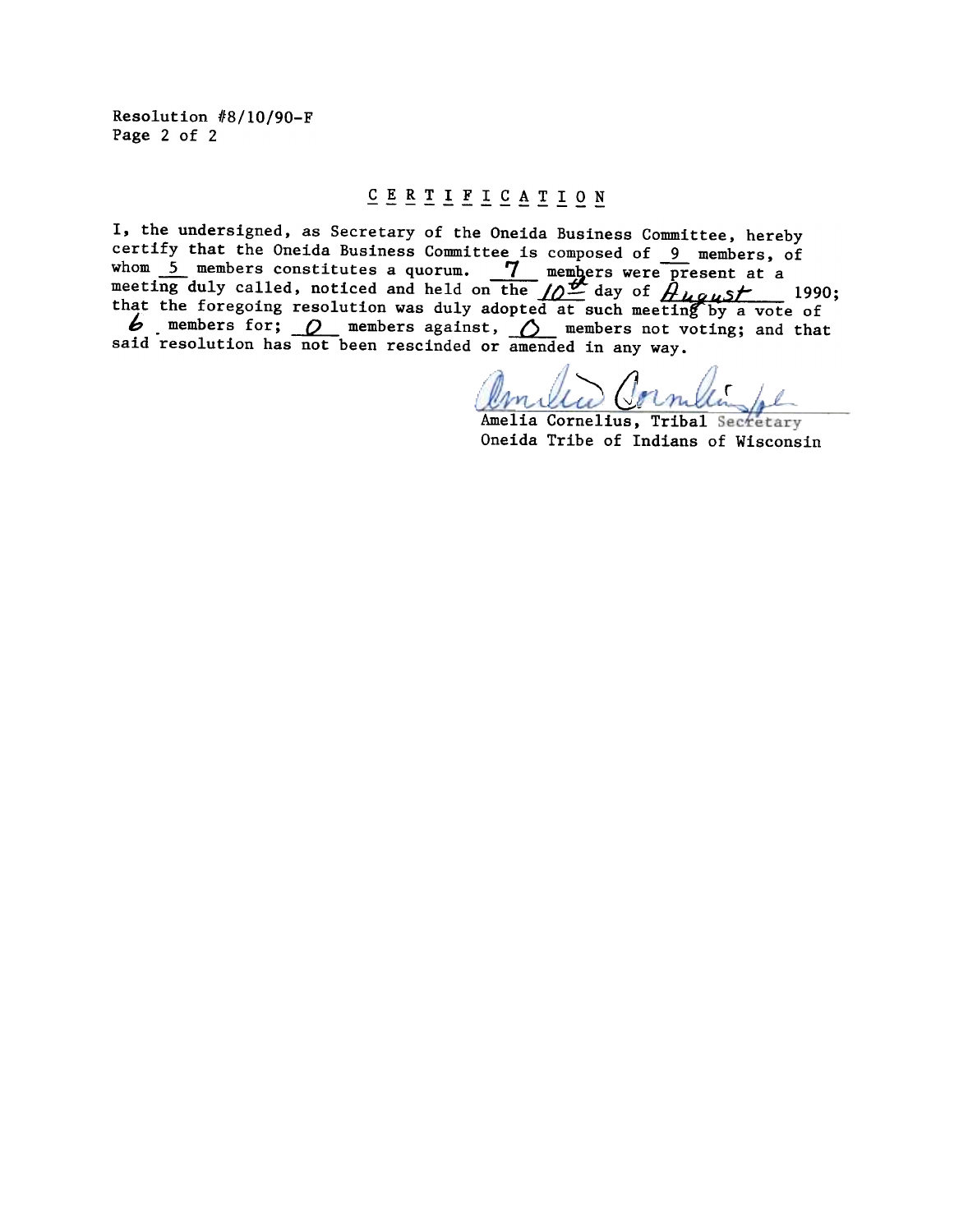Resolution #8/10/90-F

## CERTIFICATION

I, the undersigned, as Secretary of the Oneida Business Committee, hereby certify that the Oneida Business Committee is composed of 9 members, of whom 5 members constitutes a quorum. 7 members were present at a meeting duly called, noticed and held on the 10th day of August 1990; that the foregoing resolution was duly adopted at such meeting by a vote of 6 members for; 0 members against, 0 members not voting; and that said resolution has not been rescinded or amended in any way.

Amelia Cornelius, Tribal Secretary
Oneida Tribe of Indians of Wisconsin